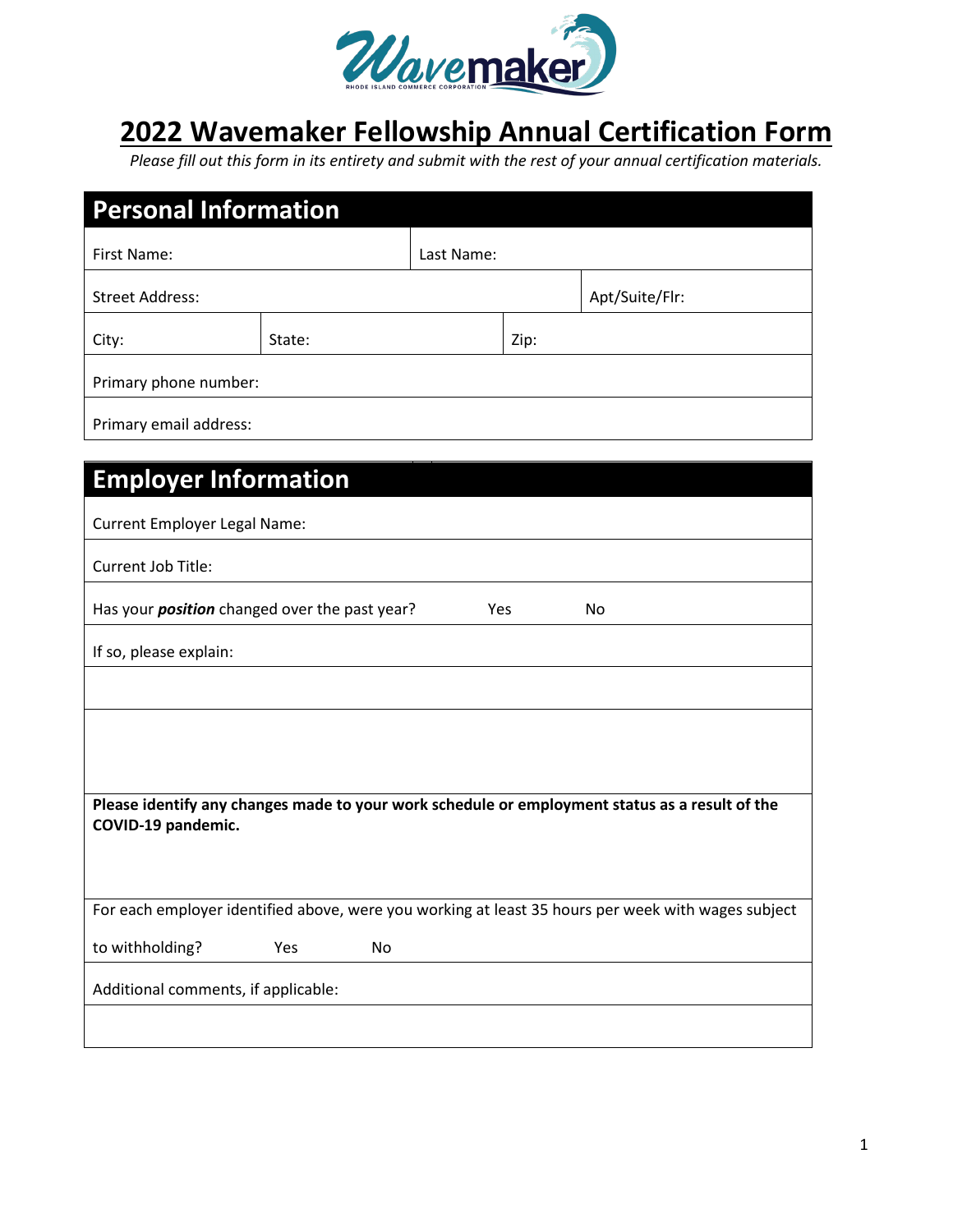# 2022 Wavemaker Fellowship Annual Certification Form

*Please fill out this form in its entirety and submit with the rest of your annual certification materials.*

## Personal Information

| First Name: | | Last Name: | |
|---|---|---|---|
| Street Address: | | | Apt/Suite/Flr: |
| City: | State: | Zip: | |
| Primary phone number: | | | |
| Primary email address: | | | |

## Employer Information

| |
|---|
| Current Employer Legal Name: |
| Current Job Title: |
| Has your ***position*** changed over the past year? Yes No |
| If so, please explain: |
| |
| |
| **Please identify any changes made to your work schedule or employment status as a result of the COVID-19 pandemic.** |
| For each employer identified above, were you working at least 35 hours per week with wages subject to withholding? Yes No |
| Additional comments, if applicable: |
| |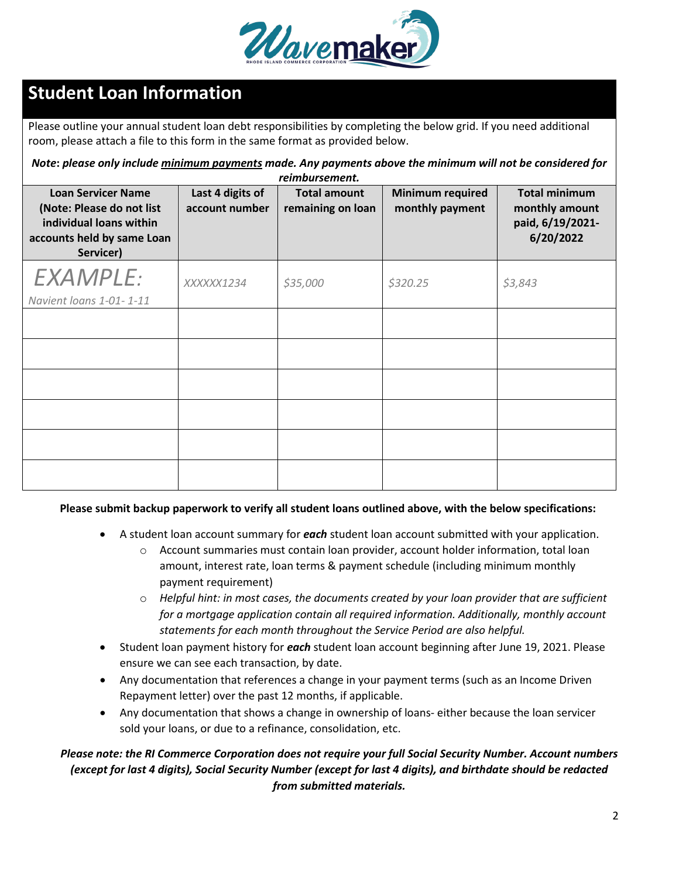## Student Loan Information

Please outline your annual student loan debt responsibilities by completing the below grid. If you need additional room, please attach a file to this form in the same format as provided below.

***Note*: *please only include <u>minimum payments</u> made. Any payments above the minimum will not be considered for reimbursement.***

| Loan Servicer Name (Note: Please do not list individual loans within accounts held by same Loan Servicer) | Last 4 digits of account number | Total amount remaining on loan | Minimum required monthly payment | Total minimum monthly amount paid, 6/19/2021-6/20/2022 |
|---|---|---|---|---|
| *EXAMPLE:* *Navient loans 1-01- 1-11* | *XXXXXX1234* | *$35,000* | *$320.25* | *$3,843* |
| | | | | |
| | | | | |
| | | | | |
| | | | | |
| | | | | |
| | | | | |

**Please submit backup paperwork to verify all student loans outlined above, with the below specifications:**

- A student loan account summary for ***each*** student loan account submitted with your application.
  - Account summaries must contain loan provider, account holder information, total loan amount, interest rate, loan terms & payment schedule (including minimum monthly payment requirement)
  - *Helpful hint: in most cases, the documents created by your loan provider that are sufficient for a mortgage application contain all required information. Additionally, monthly account statements for each month throughout the Service Period are also helpful.*
- Student loan payment history for ***each*** student loan account beginning after June 19, 2021. Please ensure we can see each transaction, by date.
- Any documentation that references a change in your payment terms (such as an Income Driven Repayment letter) over the past 12 months, if applicable.
- Any documentation that shows a change in ownership of loans- either because the loan servicer sold your loans, or due to a refinance, consolidation, etc.

***Please note: the RI Commerce Corporation does not require your full Social Security Number. Account numbers (except for last 4 digits), Social Security Number (except for last 4 digits), and birthdate should be redacted from submitted materials.***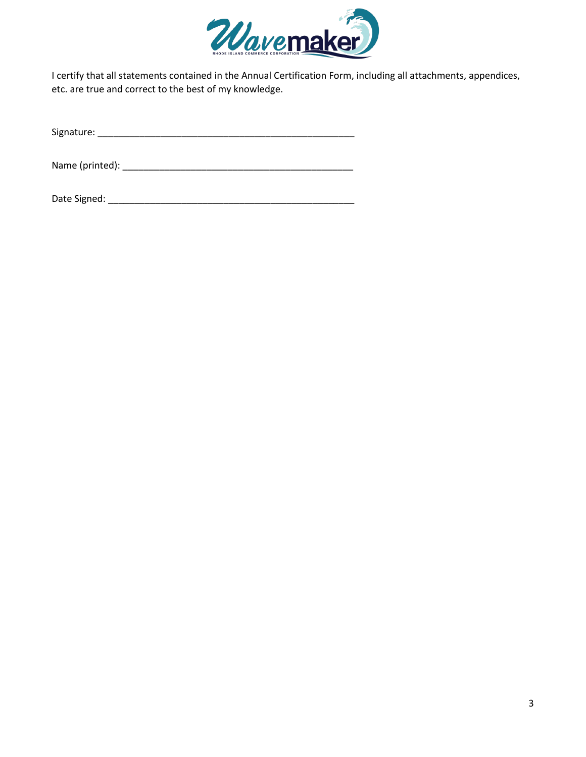I certify that all statements contained in the Annual Certification Form, including all attachments, appendices, etc. are true and correct to the best of my knowledge.

Signature: ___________________________________________________

Name (printed): ______________________________________________

Date Signed: ________________________________________________